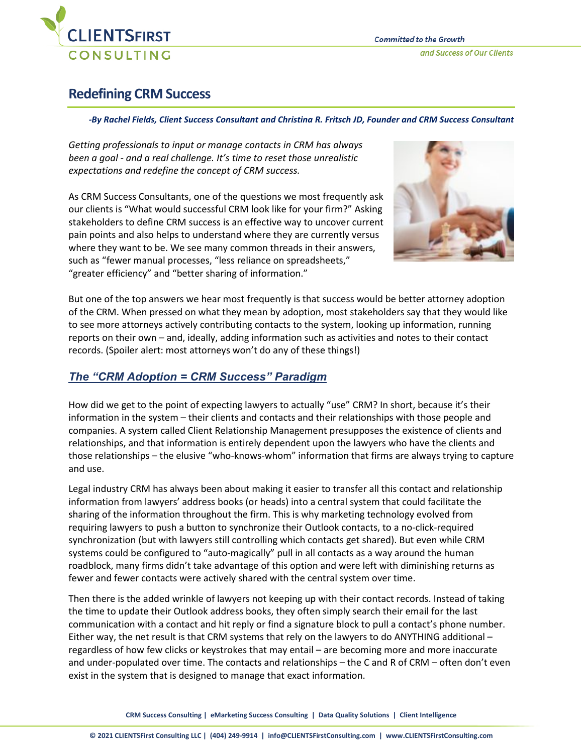# Redefining CRM Success

***-By Rachel Fields, Client Success Consultant and Christina R. Fritsch JD, Founder and CRM Success Consultant***

*Getting professionals to input or manage contacts in CRM has always been a goal - and a real challenge. It's time to reset those unrealistic expectations and redefine the concept of CRM success.*

As CRM Success Consultants, one of the questions we most frequently ask our clients is "What would successful CRM look like for your firm?" Asking stakeholders to define CRM success is an effective way to uncover current pain points and also helps to understand where they are currently versus where they want to be. We see many common threads in their answers, such as "fewer manual processes, "less reliance on spreadsheets," "greater efficiency" and "better sharing of information."

But one of the top answers we hear most frequently is that success would be better attorney adoption of the CRM. When pressed on what they mean by adoption, most stakeholders say that they would like to see more attorneys actively contributing contacts to the system, looking up information, running reports on their own – and, ideally, adding information such as activities and notes to their contact records. (Spoiler alert: most attorneys won't do any of these things!)

## The "CRM Adoption = CRM Success" Paradigm

How did we get to the point of expecting lawyers to actually "use" CRM? In short, because it's their information in the system – their clients and contacts and their relationships with those people and companies. A system called Client Relationship Management presupposes the existence of clients and relationships, and that information is entirely dependent upon the lawyers who have the clients and those relationships – the elusive "who-knows-whom" information that firms are always trying to capture and use.

Legal industry CRM has always been about making it easier to transfer all this contact and relationship information from lawyers' address books (or heads) into a central system that could facilitate the sharing of the information throughout the firm. This is why marketing technology evolved from requiring lawyers to push a button to synchronize their Outlook contacts, to a no-click-required synchronization (but with lawyers still controlling which contacts get shared). But even while CRM systems could be configured to "auto-magically" pull in all contacts as a way around the human roadblock, many firms didn't take advantage of this option and were left with diminishing returns as fewer and fewer contacts were actively shared with the central system over time.

Then there is the added wrinkle of lawyers not keeping up with their contact records. Instead of taking the time to update their Outlook address books, they often simply search their email for the last communication with a contact and hit reply or find a signature block to pull a contact's phone number. Either way, the net result is that CRM systems that rely on the lawyers to do ANYTHING additional – regardless of how few clicks or keystrokes that may entail – are becoming more and more inaccurate and under-populated over time. The contacts and relationships – the C and R of CRM – often don't even exist in the system that is designed to manage that exact information.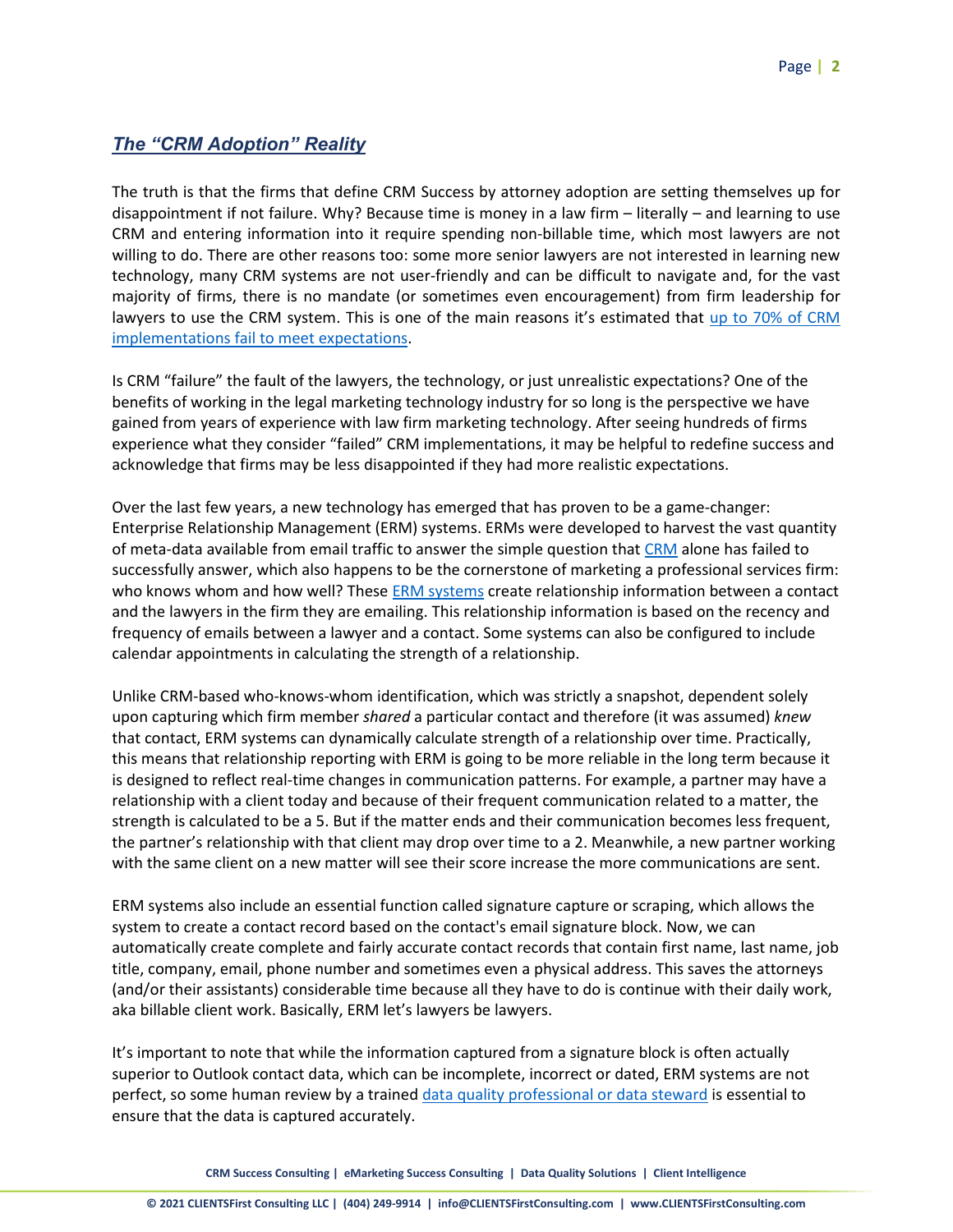## *The "CRM Adoption" Reality*

The truth is that the firms that define CRM Success by attorney adoption are setting themselves up for disappointment if not failure. Why? Because time is money in a law firm – literally – and learning to use CRM and entering information into it require spending non-billable time, which most lawyers are not willing to do. There are other reasons too: some more senior lawyers are not interested in learning new technology, many CRM systems are not user-friendly and can be difficult to navigate and, for the vast majority of firms, there is no mandate (or sometimes even encouragement) from firm leadership for lawyers to use the CRM system. This is one of the main reasons it's estimated that up to 70% of CRM implementations fail to meet expectations.

Is CRM "failure" the fault of the lawyers, the technology, or just unrealistic expectations? One of the benefits of working in the legal marketing technology industry for so long is the perspective we have gained from years of experience with law firm marketing technology. After seeing hundreds of firms experience what they consider "failed" CRM implementations, it may be helpful to redefine success and acknowledge that firms may be less disappointed if they had more realistic expectations.

Over the last few years, a new technology has emerged that has proven to be a game-changer: Enterprise Relationship Management (ERM) systems. ERMs were developed to harvest the vast quantity of meta-data available from email traffic to answer the simple question that CRM alone has failed to successfully answer, which also happens to be the cornerstone of marketing a professional services firm: who knows whom and how well? These ERM systems create relationship information between a contact and the lawyers in the firm they are emailing. This relationship information is based on the recency and frequency of emails between a lawyer and a contact. Some systems can also be configured to include calendar appointments in calculating the strength of a relationship.

Unlike CRM-based who-knows-whom identification, which was strictly a snapshot, dependent solely upon capturing which firm member *shared* a particular contact and therefore (it was assumed) *knew* that contact, ERM systems can dynamically calculate strength of a relationship over time. Practically, this means that relationship reporting with ERM is going to be more reliable in the long term because it is designed to reflect real-time changes in communication patterns. For example, a partner may have a relationship with a client today and because of their frequent communication related to a matter, the strength is calculated to be a 5. But if the matter ends and their communication becomes less frequent, the partner's relationship with that client may drop over time to a 2. Meanwhile, a new partner working with the same client on a new matter will see their score increase the more communications are sent.

ERM systems also include an essential function called signature capture or scraping, which allows the system to create a contact record based on the contact's email signature block. Now, we can automatically create complete and fairly accurate contact records that contain first name, last name, job title, company, email, phone number and sometimes even a physical address. This saves the attorneys (and/or their assistants) considerable time because all they have to do is continue with their daily work, aka billable client work. Basically, ERM let's lawyers be lawyers.

It's important to note that while the information captured from a signature block is often actually superior to Outlook contact data, which can be incomplete, incorrect or dated, ERM systems are not perfect, so some human review by a trained data quality professional or data steward is essential to ensure that the data is captured accurately.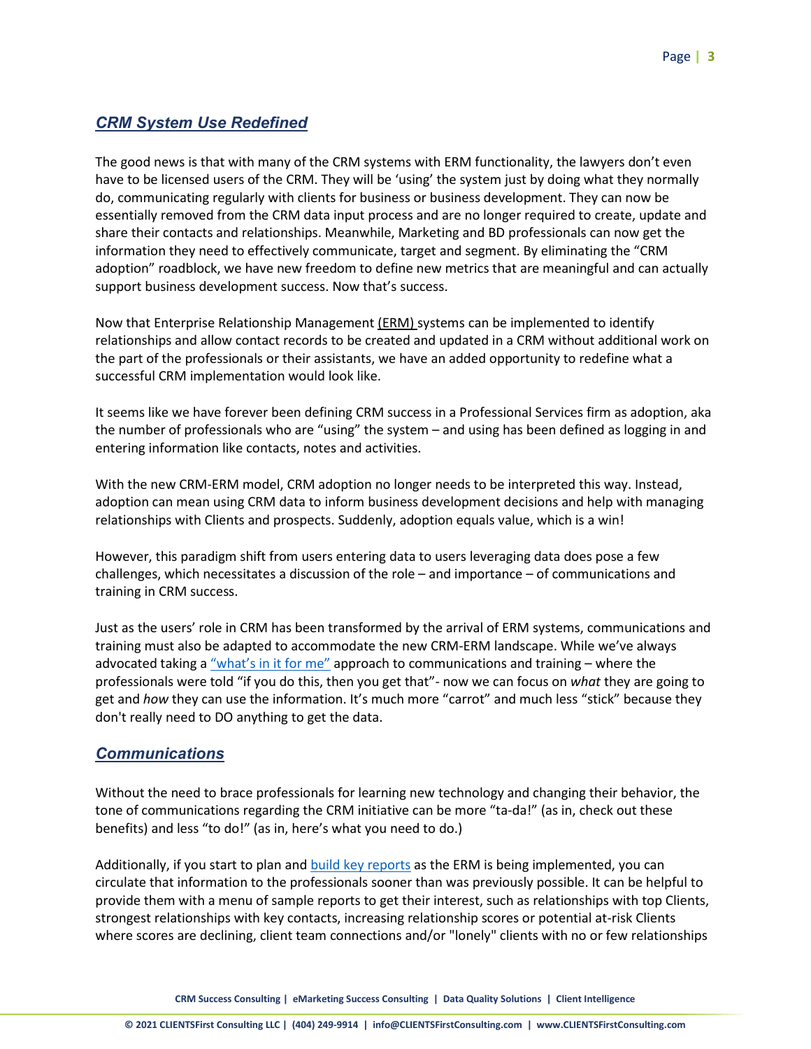## *CRM System Use Redefined*

The good news is that with many of the CRM systems with ERM functionality, the lawyers don't even have to be licensed users of the CRM. They will be 'using' the system just by doing what they normally do, communicating regularly with clients for business or business development. They can now be essentially removed from the CRM data input process and are no longer required to create, update and share their contacts and relationships. Meanwhile, Marketing and BD professionals can now get the information they need to effectively communicate, target and segment. By eliminating the "CRM adoption" roadblock, we have new freedom to define new metrics that are meaningful and can actually support business development success. Now that's success.

Now that Enterprise Relationship Management (ERM) systems can be implemented to identify relationships and allow contact records to be created and updated in a CRM without additional work on the part of the professionals or their assistants, we have an added opportunity to redefine what a successful CRM implementation would look like.

It seems like we have forever been defining CRM success in a Professional Services firm as adoption, aka the number of professionals who are "using" the system – and using has been defined as logging in and entering information like contacts, notes and activities.

With the new CRM-ERM model, CRM adoption no longer needs to be interpreted this way. Instead, adoption can mean using CRM data to inform business development decisions and help with managing relationships with Clients and prospects. Suddenly, adoption equals value, which is a win!

However, this paradigm shift from users entering data to users leveraging data does pose a few challenges, which necessitates a discussion of the role – and importance – of communications and training in CRM success.

Just as the users' role in CRM has been transformed by the arrival of ERM systems, communications and training must also be adapted to accommodate the new CRM-ERM landscape. While we've always advocated taking a "what's in it for me" approach to communications and training – where the professionals were told "if you do this, then you get that"- now we can focus on *what* they are going to get and *how* they can use the information. It's much more "carrot" and much less "stick" because they don't really need to DO anything to get the data.

## *Communications*

Without the need to brace professionals for learning new technology and changing their behavior, the tone of communications regarding the CRM initiative can be more "ta-da!" (as in, check out these benefits) and less "to do!" (as in, here's what you need to do.)

Additionally, if you start to plan and build key reports as the ERM is being implemented, you can circulate that information to the professionals sooner than was previously possible. It can be helpful to provide them with a menu of sample reports to get their interest, such as relationships with top Clients, strongest relationships with key contacts, increasing relationship scores or potential at-risk Clients where scores are declining, client team connections and/or "lonely" clients with no or few relationships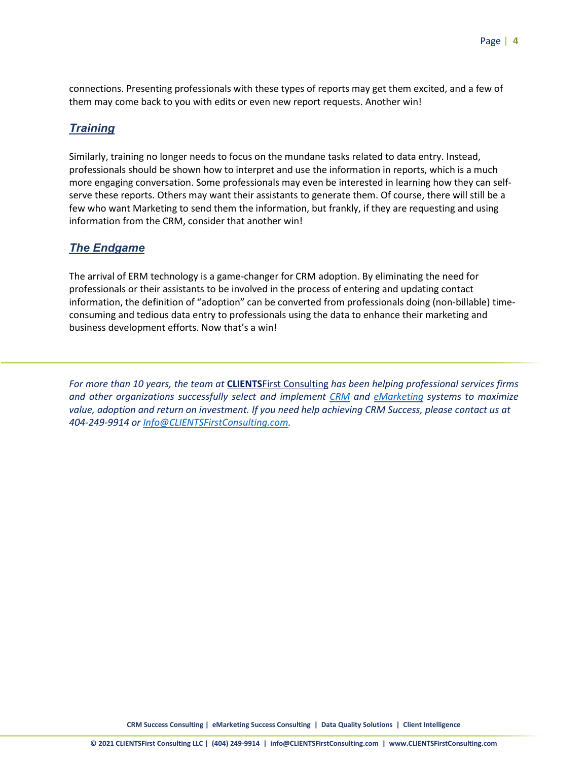connections. Presenting professionals with these types of reports may get them excited, and a few of them may come back to you with edits or even new report requests. Another win!

## *Training*

Similarly, training no longer needs to focus on the mundane tasks related to data entry. Instead, professionals should be shown how to interpret and use the information in reports, which is a much more engaging conversation. Some professionals may even be interested in learning how they can self-serve these reports. Others may want their assistants to generate them. Of course, there will still be a few who want Marketing to send them the information, but frankly, if they are requesting and using information from the CRM, consider that another win!

## *The Endgame*

The arrival of ERM technology is a game-changer for CRM adoption. By eliminating the need for professionals or their assistants to be involved in the process of entering and updating contact information, the definition of "adoption" can be converted from professionals doing (non-billable) time-consuming and tedious data entry to professionals using the data to enhance their marketing and business development efforts. Now that's a win!

---

*For more than 10 years, the team at* **CLIENTS**First Consulting *has been helping professional services firms and other organizations successfully select and implement* *CRM* *and* *eMarketing* *systems to maximize value, adoption and return on investment. If you need help achieving CRM Success, please contact us at 404-249-9914 or* *Info@CLIENTSFirstConsulting.com.*

**CRM Success Consulting | eMarketing Success Consulting | Data Quality Solutions | Client Intelligence**

**© 2021 CLIENTSFirst Consulting LLC | (404) 249-9914 | info@CLIENTSFirstConsulting.com | www.CLIENTSFirstConsulting.com**